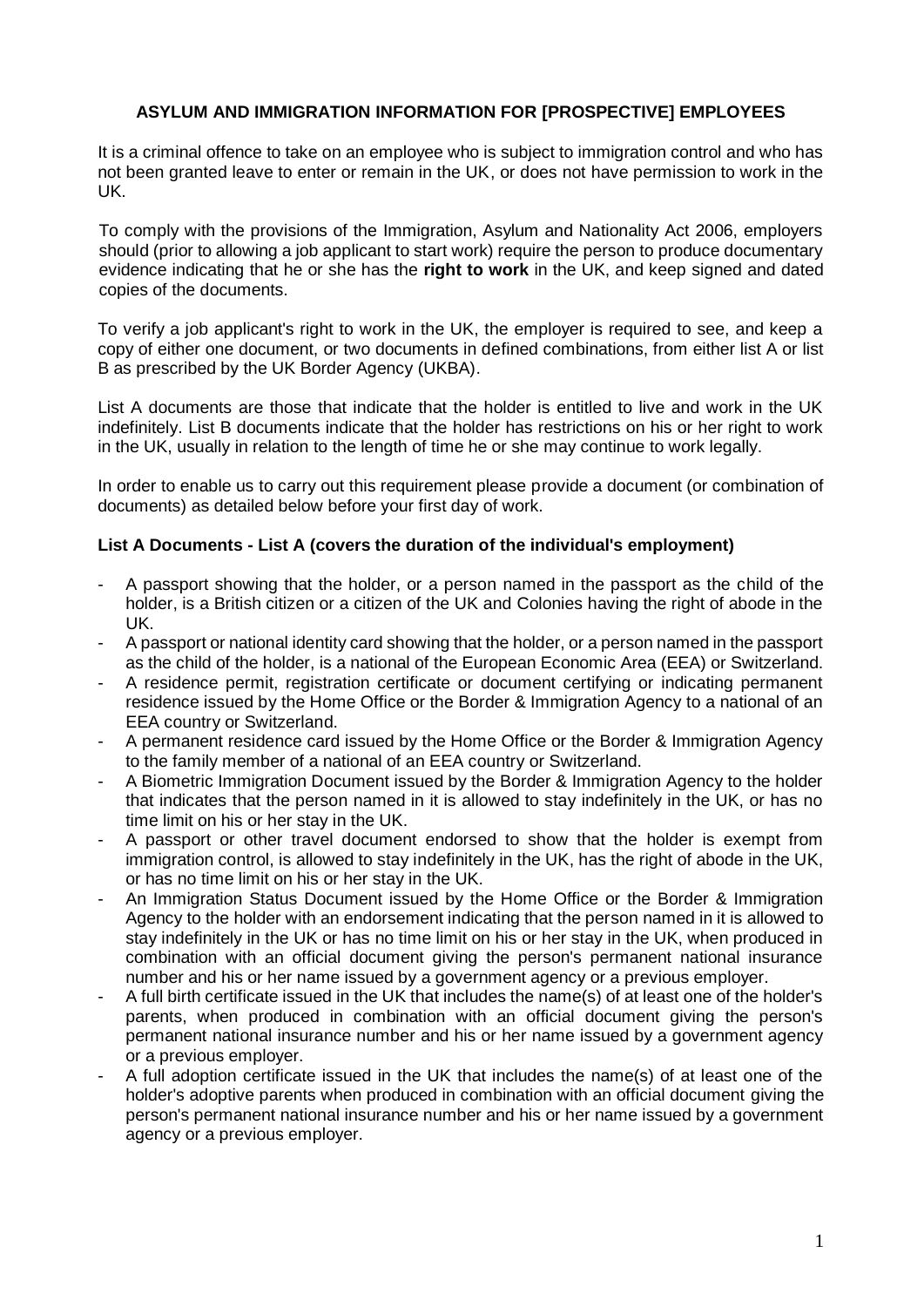## ASYLUM AND IMMIGRATION INFORMATION FOR [PROSPECTIVE] EMPLOYEES

It is a criminal offence to take on an employee who is subject to immigration control and who has not been granted leave to enter or remain in the UK, or does not have permission to work in the UK.

To comply with the provisions of the Immigration, Asylum and Nationality Act 2006, employers should (prior to allowing a job applicant to start work) require the person to produce documentary evidence indicating that he or she has the **right to work** in the UK, and keep signed and dated copies of the documents.

To verify a job applicant's right to work in the UK, the employer is required to see, and keep a copy of either one document, or two documents in defined combinations, from either list A or list B as prescribed by the UK Border Agency (UKBA).

List A documents are those that indicate that the holder is entitled to live and work in the UK indefinitely. List B documents indicate that the holder has restrictions on his or her right to work in the UK, usually in relation to the length of time he or she may continue to work legally.

In order to enable us to carry out this requirement please provide a document (or combination of documents) as detailed below before your first day of work.

### List A Documents - List A (covers the duration of the individual's employment)

- A passport showing that the holder, or a person named in the passport as the child of the holder, is a British citizen or a citizen of the UK and Colonies having the right of abode in the UK.
- A passport or national identity card showing that the holder, or a person named in the passport as the child of the holder, is a national of the European Economic Area (EEA) or Switzerland.
- A residence permit, registration certificate or document certifying or indicating permanent residence issued by the Home Office or the Border & Immigration Agency to a national of an EEA country or Switzerland.
- A permanent residence card issued by the Home Office or the Border & Immigration Agency to the family member of a national of an EEA country or Switzerland.
- A Biometric Immigration Document issued by the Border & Immigration Agency to the holder that indicates that the person named in it is allowed to stay indefinitely in the UK, or has no time limit on his or her stay in the UK.
- A passport or other travel document endorsed to show that the holder is exempt from immigration control, is allowed to stay indefinitely in the UK, has the right of abode in the UK, or has no time limit on his or her stay in the UK.
- An Immigration Status Document issued by the Home Office or the Border & Immigration Agency to the holder with an endorsement indicating that the person named in it is allowed to stay indefinitely in the UK or has no time limit on his or her stay in the UK, when produced in combination with an official document giving the person's permanent national insurance number and his or her name issued by a government agency or a previous employer.
- A full birth certificate issued in the UK that includes the name(s) of at least one of the holder's parents, when produced in combination with an official document giving the person's permanent national insurance number and his or her name issued by a government agency or a previous employer.
- A full adoption certificate issued in the UK that includes the name(s) of at least one of the holder's adoptive parents when produced in combination with an official document giving the person's permanent national insurance number and his or her name issued by a government agency or a previous employer.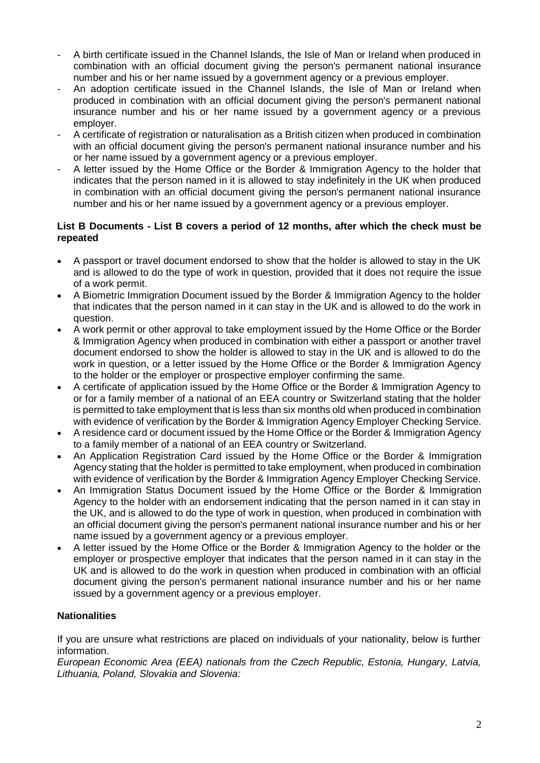- A birth certificate issued in the Channel Islands, the Isle of Man or Ireland when produced in combination with an official document giving the person's permanent national insurance number and his or her name issued by a government agency or a previous employer.
- An adoption certificate issued in the Channel Islands, the Isle of Man or Ireland when produced in combination with an official document giving the person's permanent national insurance number and his or her name issued by a government agency or a previous employer.
- A certificate of registration or naturalisation as a British citizen when produced in combination with an official document giving the person's permanent national insurance number and his or her name issued by a government agency or a previous employer.
- A letter issued by the Home Office or the Border & Immigration Agency to the holder that indicates that the person named in it is allowed to stay indefinitely in the UK when produced in combination with an official document giving the person's permanent national insurance number and his or her name issued by a government agency or a previous employer.

**List B Documents - List B covers a period of 12 months, after which the check must be repeated**

- A passport or travel document endorsed to show that the holder is allowed to stay in the UK and is allowed to do the type of work in question, provided that it does not require the issue of a work permit.
- A Biometric Immigration Document issued by the Border & Immigration Agency to the holder that indicates that the person named in it can stay in the UK and is allowed to do the work in question.
- A work permit or other approval to take employment issued by the Home Office or the Border & Immigration Agency when produced in combination with either a passport or another travel document endorsed to show the holder is allowed to stay in the UK and is allowed to do the work in question, or a letter issued by the Home Office or the Border & Immigration Agency to the holder or the employer or prospective employer confirming the same.
- A certificate of application issued by the Home Office or the Border & Immigration Agency to or for a family member of a national of an EEA country or Switzerland stating that the holder is permitted to take employment that is less than six months old when produced in combination with evidence of verification by the Border & Immigration Agency Employer Checking Service.
- A residence card or document issued by the Home Office or the Border & Immigration Agency to a family member of a national of an EEA country or Switzerland.
- An Application Registration Card issued by the Home Office or the Border & Immigration Agency stating that the holder is permitted to take employment, when produced in combination with evidence of verification by the Border & Immigration Agency Employer Checking Service.
- An Immigration Status Document issued by the Home Office or the Border & Immigration Agency to the holder with an endorsement indicating that the person named in it can stay in the UK, and is allowed to do the type of work in question, when produced in combination with an official document giving the person's permanent national insurance number and his or her name issued by a government agency or a previous employer.
- A letter issued by the Home Office or the Border & Immigration Agency to the holder or the employer or prospective employer that indicates that the person named in it can stay in the UK and is allowed to do the work in question when produced in combination with an official document giving the person's permanent national insurance number and his or her name issued by a government agency or a previous employer.

**Nationalities**

If you are unsure what restrictions are placed on individuals of your nationality, below is further information.

*European Economic Area (EEA) nationals from the Czech Republic, Estonia, Hungary, Latvia, Lithuania, Poland, Slovakia and Slovenia:*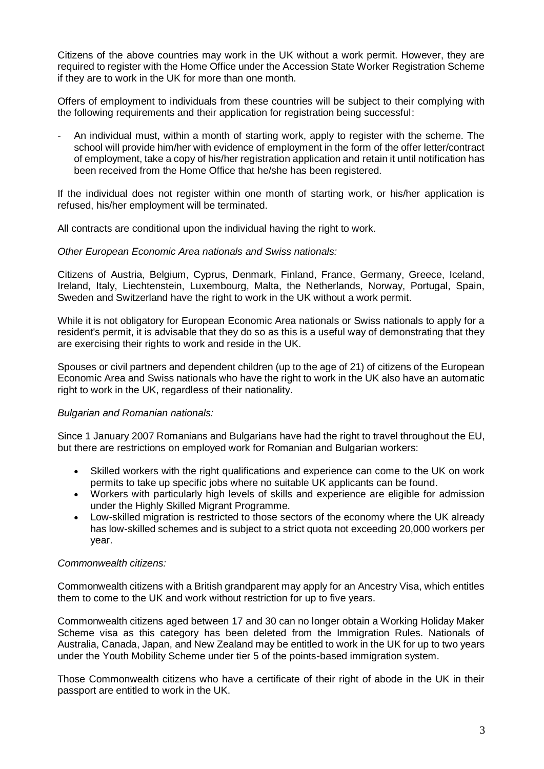Citizens of the above countries may work in the UK without a work permit. However, they are required to register with the Home Office under the Accession State Worker Registration Scheme if they are to work in the UK for more than one month.

Offers of employment to individuals from these countries will be subject to their complying with the following requirements and their application for registration being successful:

- An individual must, within a month of starting work, apply to register with the scheme. The school will provide him/her with evidence of employment in the form of the offer letter/contract of employment, take a copy of his/her registration application and retain it until notification has been received from the Home Office that he/she has been registered.

If the individual does not register within one month of starting work, or his/her application is refused, his/her employment will be terminated.

All contracts are conditional upon the individual having the right to work.

*Other European Economic Area nationals and Swiss nationals:*

Citizens of Austria, Belgium, Cyprus, Denmark, Finland, France, Germany, Greece, Iceland, Ireland, Italy, Liechtenstein, Luxembourg, Malta, the Netherlands, Norway, Portugal, Spain, Sweden and Switzerland have the right to work in the UK without a work permit.

While it is not obligatory for European Economic Area nationals or Swiss nationals to apply for a resident's permit, it is advisable that they do so as this is a useful way of demonstrating that they are exercising their rights to work and reside in the UK.

Spouses or civil partners and dependent children (up to the age of 21) of citizens of the European Economic Area and Swiss nationals who have the right to work in the UK also have an automatic right to work in the UK, regardless of their nationality.

*Bulgarian and Romanian nationals:*

Since 1 January 2007 Romanians and Bulgarians have had the right to travel throughout the EU, but there are restrictions on employed work for Romanian and Bulgarian workers:

- Skilled workers with the right qualifications and experience can come to the UK on work permits to take up specific jobs where no suitable UK applicants can be found.
- Workers with particularly high levels of skills and experience are eligible for admission under the Highly Skilled Migrant Programme.
- Low-skilled migration is restricted to those sectors of the economy where the UK already has low-skilled schemes and is subject to a strict quota not exceeding 20,000 workers per year.

*Commonwealth citizens:*

Commonwealth citizens with a British grandparent may apply for an Ancestry Visa, which entitles them to come to the UK and work without restriction for up to five years.

Commonwealth citizens aged between 17 and 30 can no longer obtain a Working Holiday Maker Scheme visa as this category has been deleted from the Immigration Rules. Nationals of Australia, Canada, Japan, and New Zealand may be entitled to work in the UK for up to two years under the Youth Mobility Scheme under tier 5 of the points-based immigration system.

Those Commonwealth citizens who have a certificate of their right of abode in the UK in their passport are entitled to work in the UK.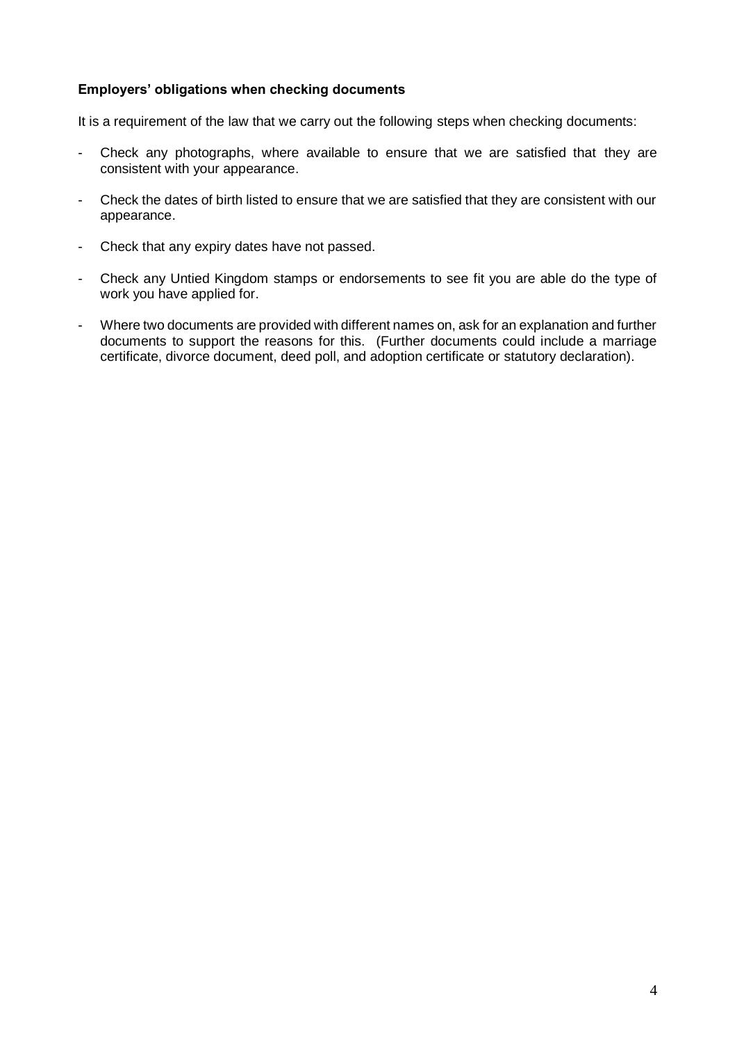**Employers' obligations when checking documents**

It is a requirement of the law that we carry out the following steps when checking documents:

- Check any photographs, where available to ensure that we are satisfied that they are consistent with your appearance.
- Check the dates of birth listed to ensure that we are satisfied that they are consistent with our appearance.
- Check that any expiry dates have not passed.
- Check any Untied Kingdom stamps or endorsements to see fit you are able do the type of work you have applied for.
- Where two documents are provided with different names on, ask for an explanation and further documents to support the reasons for this. (Further documents could include a marriage certificate, divorce document, deed poll, and adoption certificate or statutory declaration).